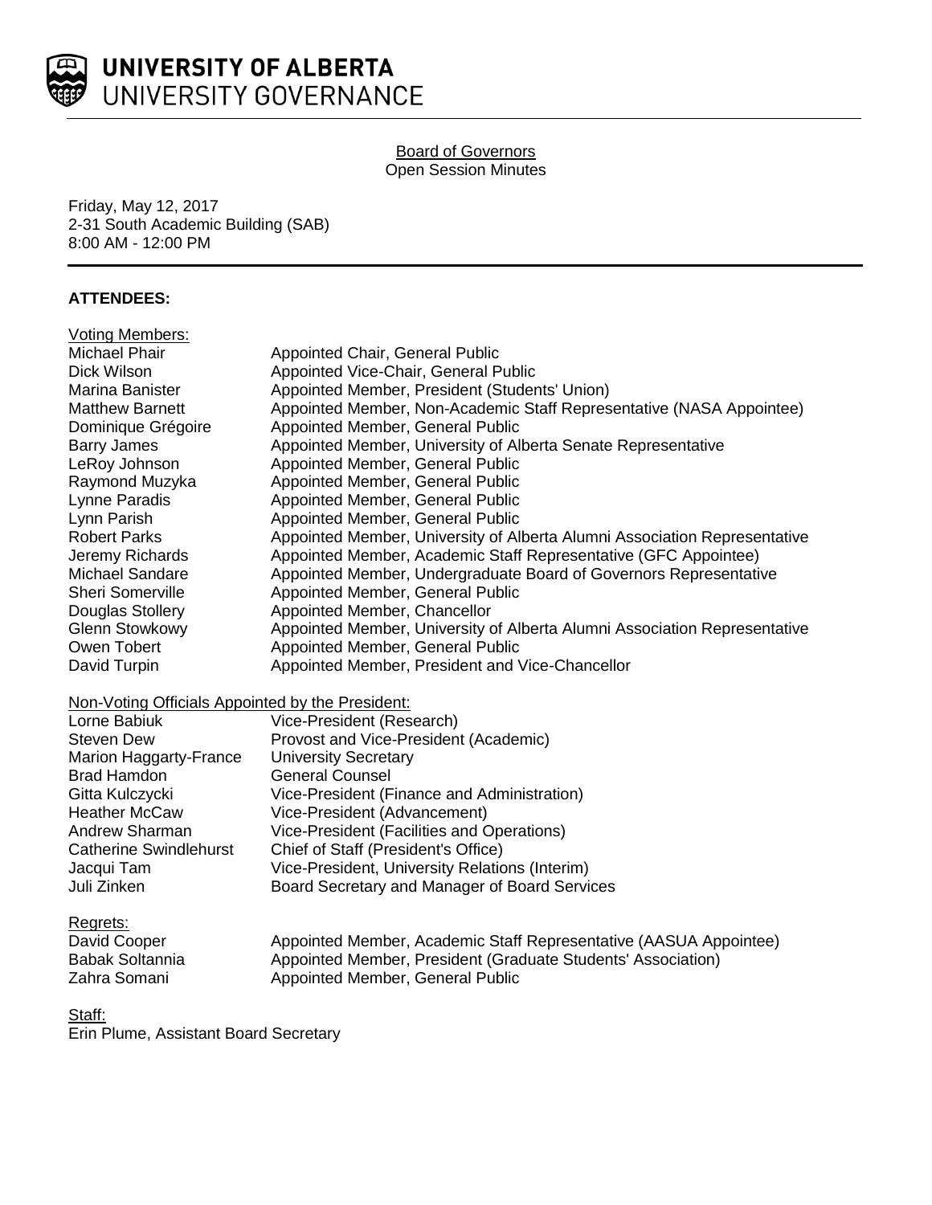**UNIVERSITY OF ALBERTA**
UNIVERSITY GOVERNANCE

Board of Governors
Open Session Minutes

Friday, May 12, 2017
2-31 South Academic Building (SAB)
8:00 AM - 12:00 PM

**ATTENDEES:**

Voting Members:

| | |
|---|---|
| Michael Phair | Appointed Chair, General Public |
| Dick Wilson | Appointed Vice-Chair, General Public |
| Marina Banister | Appointed Member, President (Students' Union) |
| Matthew Barnett | Appointed Member, Non-Academic Staff Representative (NASA Appointee) |
| Dominique Grégoire | Appointed Member, General Public |
| Barry James | Appointed Member, University of Alberta Senate Representative |
| LeRoy Johnson | Appointed Member, General Public |
| Raymond Muzyka | Appointed Member, General Public |
| Lynne Paradis | Appointed Member, General Public |
| Lynn Parish | Appointed Member, General Public |
| Robert Parks | Appointed Member, University of Alberta Alumni Association Representative |
| Jeremy Richards | Appointed Member, Academic Staff Representative (GFC Appointee) |
| Michael Sandare | Appointed Member, Undergraduate Board of Governors Representative |
| Sheri Somerville | Appointed Member, General Public |
| Douglas Stollery | Appointed Member, Chancellor |
| Glenn Stowkowy | Appointed Member, University of Alberta Alumni Association Representative |
| Owen Tobert | Appointed Member, General Public |
| David Turpin | Appointed Member, President and Vice-Chancellor |

Non-Voting Officials Appointed by the President:

| | |
|---|---|
| Lorne Babiuk | Vice-President (Research) |
| Steven Dew | Provost and Vice-President (Academic) |
| Marion Haggarty-France | University Secretary |
| Brad Hamdon | General Counsel |
| Gitta Kulczycki | Vice-President (Finance and Administration) |
| Heather McCaw | Vice-President (Advancement) |
| Andrew Sharman | Vice-President (Facilities and Operations) |
| Catherine Swindlehurst | Chief of Staff (President's Office) |
| Jacqui Tam | Vice-President, University Relations (Interim) |
| Juli Zinken | Board Secretary and Manager of Board Services |

Regrets:

| | |
|---|---|
| David Cooper | Appointed Member, Academic Staff Representative (AASUA Appointee) |
| Babak Soltannia | Appointed Member, President (Graduate Students' Association) |
| Zahra Somani | Appointed Member, General Public |

Staff:
Erin Plume, Assistant Board Secretary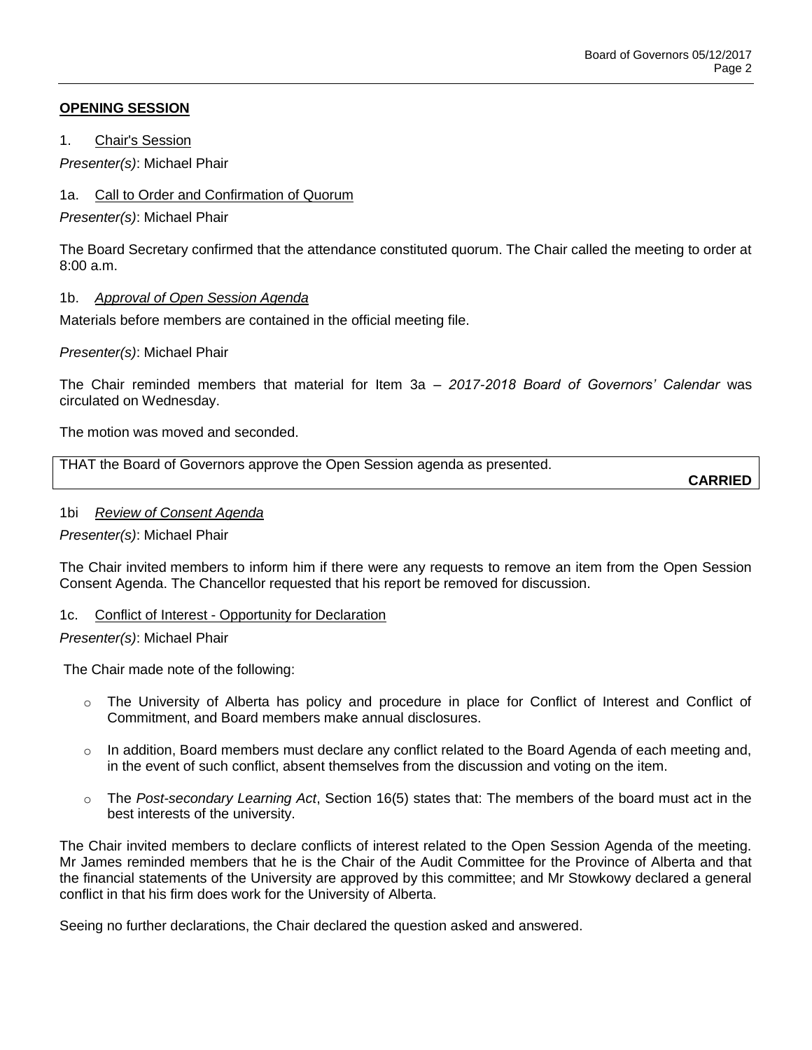## OPENING SESSION

1. Chair's Session

*Presenter(s)*: Michael Phair

1a. Call to Order and Confirmation of Quorum

*Presenter(s)*: Michael Phair

The Board Secretary confirmed that the attendance constituted quorum. The Chair called the meeting to order at 8:00 a.m.

1b. *Approval of Open Session Agenda*

Materials before members are contained in the official meeting file.

*Presenter(s)*: Michael Phair

The Chair reminded members that material for Item 3a – *2017-2018 Board of Governors' Calendar* was circulated on Wednesday.

The motion was moved and seconded.

THAT the Board of Governors approve the Open Session agenda as presented.

**CARRIED**

1bi *Review of Consent Agenda*

*Presenter(s)*: Michael Phair

The Chair invited members to inform him if there were any requests to remove an item from the Open Session Consent Agenda. The Chancellor requested that his report be removed for discussion.

1c. Conflict of Interest - Opportunity for Declaration

*Presenter(s)*: Michael Phair

The Chair made note of the following:

- The University of Alberta has policy and procedure in place for Conflict of Interest and Conflict of Commitment, and Board members make annual disclosures.
- In addition, Board members must declare any conflict related to the Board Agenda of each meeting and, in the event of such conflict, absent themselves from the discussion and voting on the item.
- The *Post-secondary Learning Act*, Section 16(5) states that: The members of the board must act in the best interests of the university.

The Chair invited members to declare conflicts of interest related to the Open Session Agenda of the meeting. Mr James reminded members that he is the Chair of the Audit Committee for the Province of Alberta and that the financial statements of the University are approved by this committee; and Mr Stowkowy declared a general conflict in that his firm does work for the University of Alberta.

Seeing no further declarations, the Chair declared the question asked and answered.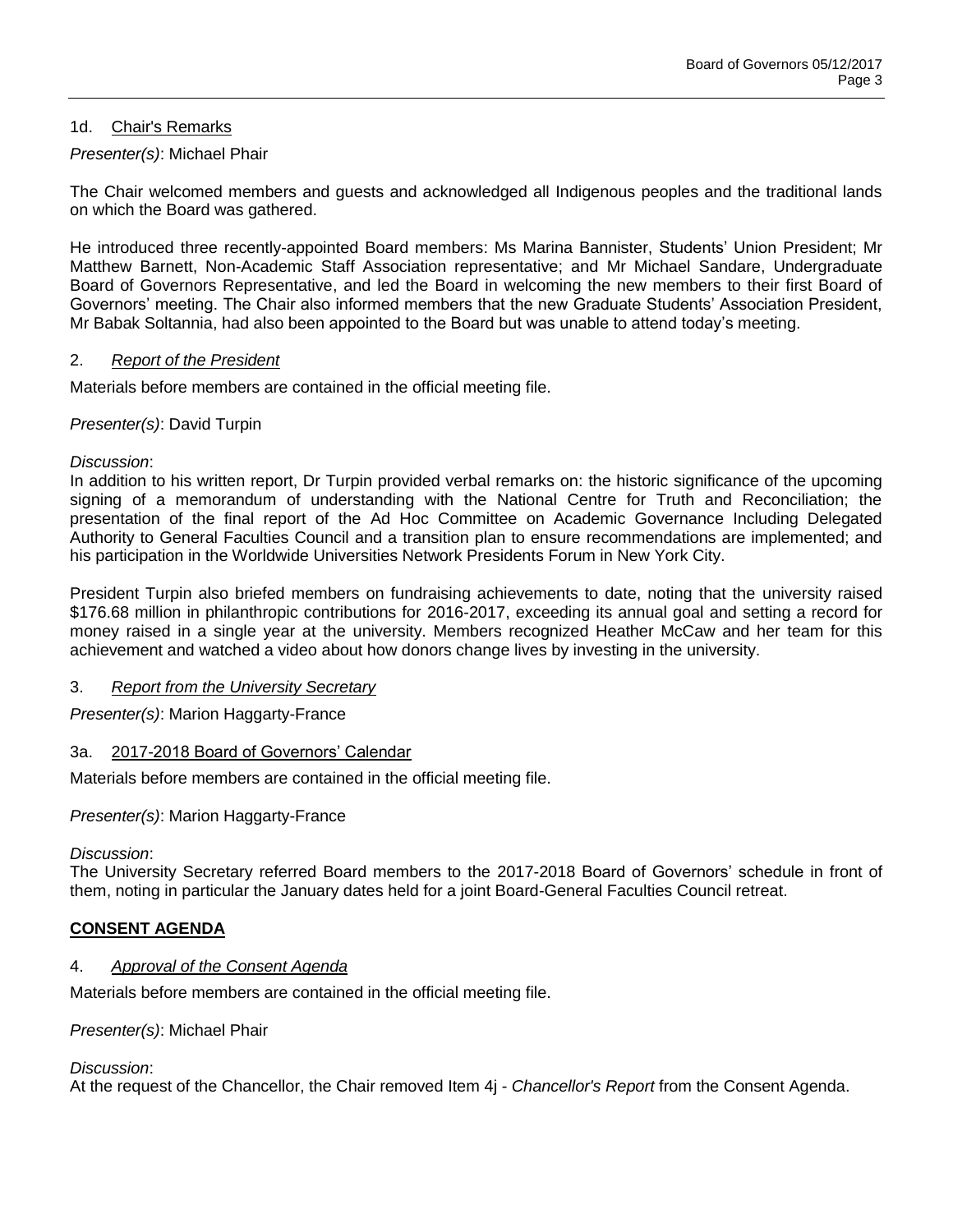### 1d. Chair's Remarks

*Presenter(s)*: Michael Phair

The Chair welcomed members and guests and acknowledged all Indigenous peoples and the traditional lands on which the Board was gathered.

He introduced three recently-appointed Board members: Ms Marina Bannister, Students' Union President; Mr Matthew Barnett, Non-Academic Staff Association representative; and Mr Michael Sandare, Undergraduate Board of Governors Representative, and led the Board in welcoming the new members to their first Board of Governors' meeting. The Chair also informed members that the new Graduate Students' Association President, Mr Babak Soltannia, had also been appointed to the Board but was unable to attend today's meeting.

## 2. *Report of the President*

Materials before members are contained in the official meeting file.

*Presenter(s)*: David Turpin

*Discussion*:
In addition to his written report, Dr Turpin provided verbal remarks on: the historic significance of the upcoming signing of a memorandum of understanding with the National Centre for Truth and Reconciliation; the presentation of the final report of the Ad Hoc Committee on Academic Governance Including Delegated Authority to General Faculties Council and a transition plan to ensure recommendations are implemented; and his participation in the Worldwide Universities Network Presidents Forum in New York City.

President Turpin also briefed members on fundraising achievements to date, noting that the university raised $176.68 million in philanthropic contributions for 2016-2017, exceeding its annual goal and setting a record for money raised in a single year at the university. Members recognized Heather McCaw and her team for this achievement and watched a video about how donors change lives by investing in the university.

## 3. *Report from the University Secretary*

*Presenter(s)*: Marion Haggarty-France

### 3a. 2017-2018 Board of Governors' Calendar

Materials before members are contained in the official meeting file.

*Presenter(s)*: Marion Haggarty-France

*Discussion*:
The University Secretary referred Board members to the 2017-2018 Board of Governors' schedule in front of them, noting in particular the January dates held for a joint Board-General Faculties Council retreat.

## **CONSENT AGENDA**

## 4. *Approval of the Consent Agenda*

Materials before members are contained in the official meeting file.

*Presenter(s)*: Michael Phair

*Discussion*:
At the request of the Chancellor, the Chair removed Item 4j - *Chancellor's Report* from the Consent Agenda.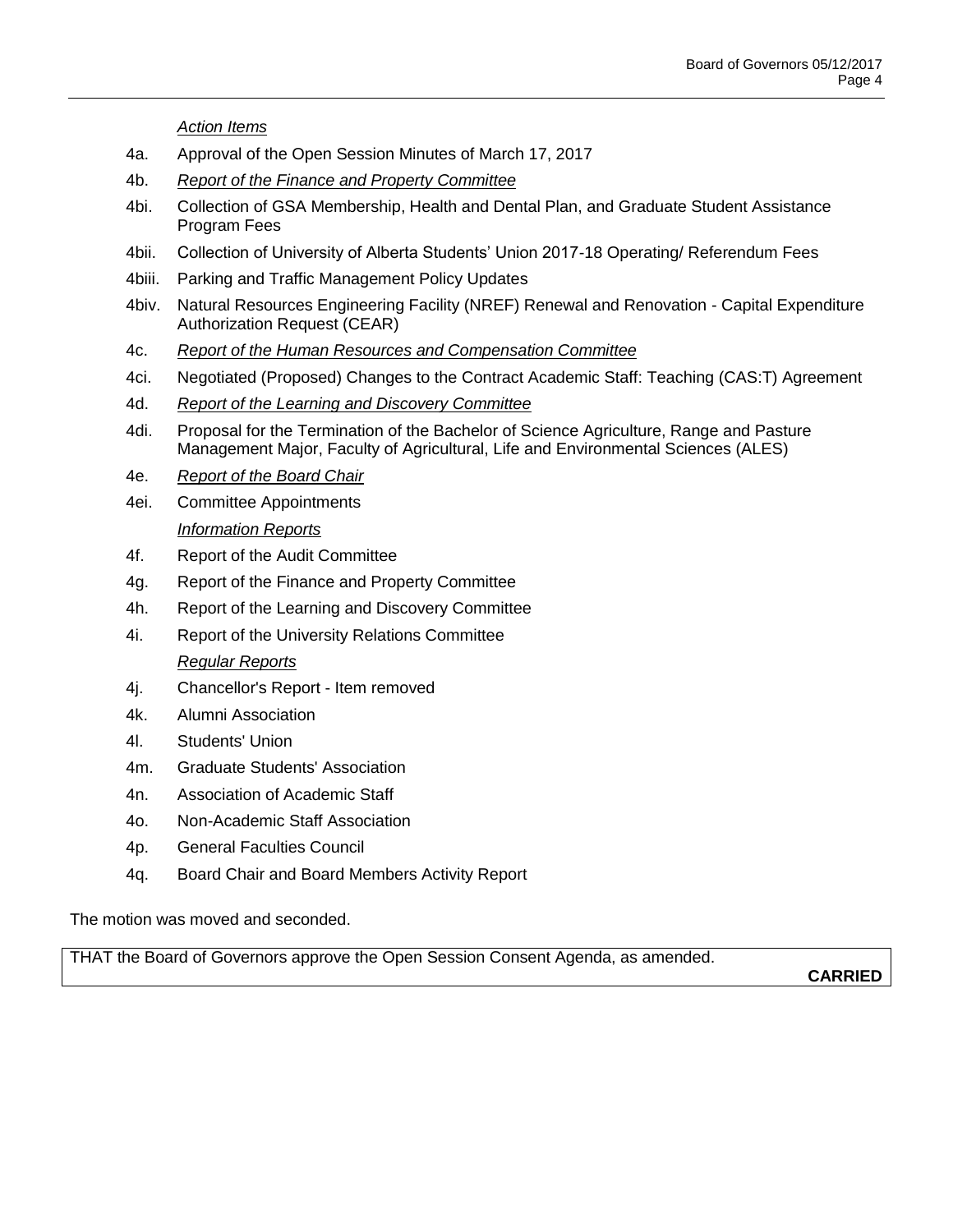*Action Items*

4a. Approval of the Open Session Minutes of March 17, 2017

4b. *Report of the Finance and Property Committee*

4bi. Collection of GSA Membership, Health and Dental Plan, and Graduate Student Assistance Program Fees

4bii. Collection of University of Alberta Students' Union 2017-18 Operating/ Referendum Fees

4biii. Parking and Traffic Management Policy Updates

4biv. Natural Resources Engineering Facility (NREF) Renewal and Renovation - Capital Expenditure Authorization Request (CEAR)

4c. *Report of the Human Resources and Compensation Committee*

4ci. Negotiated (Proposed) Changes to the Contract Academic Staff: Teaching (CAS:T) Agreement

4d. *Report of the Learning and Discovery Committee*

4di. Proposal for the Termination of the Bachelor of Science Agriculture, Range and Pasture Management Major, Faculty of Agricultural, Life and Environmental Sciences (ALES)

4e. *Report of the Board Chair*

4ei. Committee Appointments

*Information Reports*

4f. Report of the Audit Committee

4g. Report of the Finance and Property Committee

4h. Report of the Learning and Discovery Committee

4i. Report of the University Relations Committee

*Regular Reports*

4j. Chancellor's Report - Item removed

4k. Alumni Association

4l. Students' Union

4m. Graduate Students' Association

4n. Association of Academic Staff

4o. Non-Academic Staff Association

4p. General Faculties Council

4q. Board Chair and Board Members Activity Report

The motion was moved and seconded.

THAT the Board of Governors approve the Open Session Consent Agenda, as amended.

**CARRIED**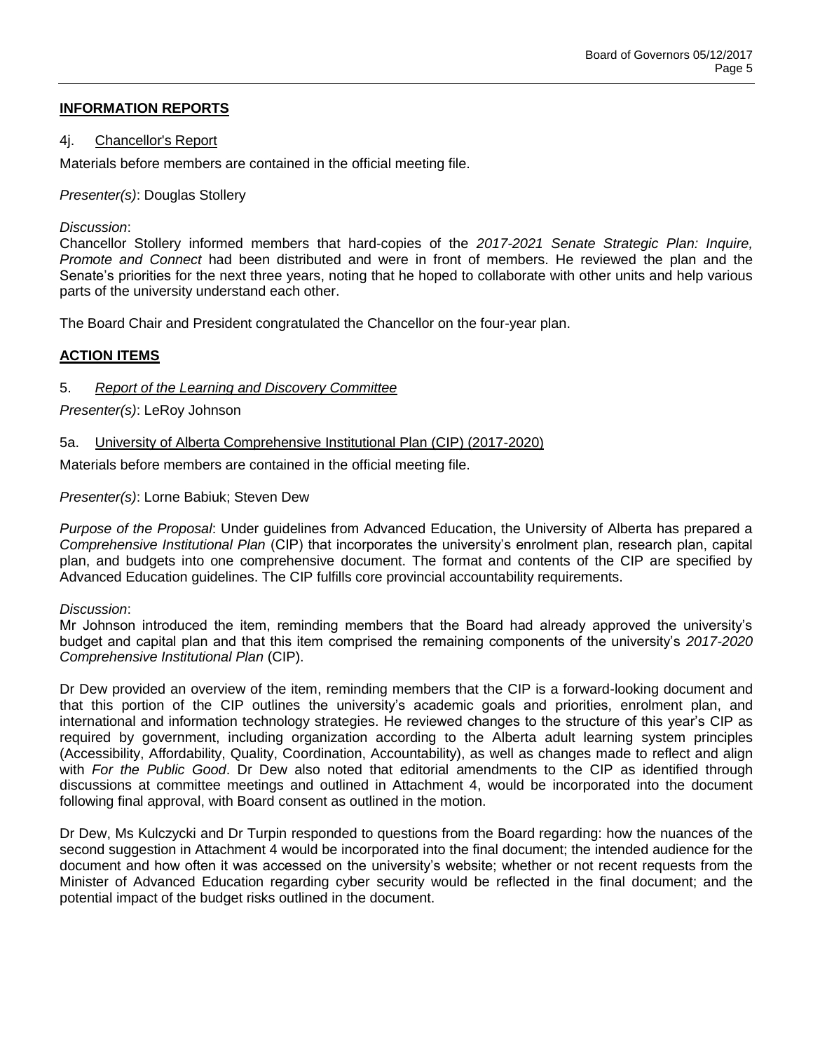## INFORMATION REPORTS

### 4j. Chancellor's Report

Materials before members are contained in the official meeting file.

*Presenter(s)*: Douglas Stollery

*Discussion*:
Chancellor Stollery informed members that hard-copies of the *2017-2021 Senate Strategic Plan: Inquire, Promote and Connect* had been distributed and were in front of members. He reviewed the plan and the Senate's priorities for the next three years, noting that he hoped to collaborate with other units and help various parts of the university understand each other.

The Board Chair and President congratulated the Chancellor on the four-year plan.

## ACTION ITEMS

### 5. *Report of the Learning and Discovery Committee*

*Presenter(s)*: LeRoy Johnson

### 5a. University of Alberta Comprehensive Institutional Plan (CIP) (2017-2020)

Materials before members are contained in the official meeting file.

*Presenter(s)*: Lorne Babiuk; Steven Dew

*Purpose of the Proposal*: Under guidelines from Advanced Education, the University of Alberta has prepared a *Comprehensive Institutional Plan* (CIP) that incorporates the university's enrolment plan, research plan, capital plan, and budgets into one comprehensive document. The format and contents of the CIP are specified by Advanced Education guidelines. The CIP fulfills core provincial accountability requirements.

*Discussion*:
Mr Johnson introduced the item, reminding members that the Board had already approved the university's budget and capital plan and that this item comprised the remaining components of the university's *2017-2020 Comprehensive Institutional Plan* (CIP).

Dr Dew provided an overview of the item, reminding members that the CIP is a forward-looking document and that this portion of the CIP outlines the university's academic goals and priorities, enrolment plan, and international and information technology strategies. He reviewed changes to the structure of this year's CIP as required by government, including organization according to the Alberta adult learning system principles (Accessibility, Affordability, Quality, Coordination, Accountability), as well as changes made to reflect and align with *For the Public Good*. Dr Dew also noted that editorial amendments to the CIP as identified through discussions at committee meetings and outlined in Attachment 4, would be incorporated into the document following final approval, with Board consent as outlined in the motion.

Dr Dew, Ms Kulczycki and Dr Turpin responded to questions from the Board regarding: how the nuances of the second suggestion in Attachment 4 would be incorporated into the final document; the intended audience for the document and how often it was accessed on the university's website; whether or not recent requests from the Minister of Advanced Education regarding cyber security would be reflected in the final document; and the potential impact of the budget risks outlined in the document.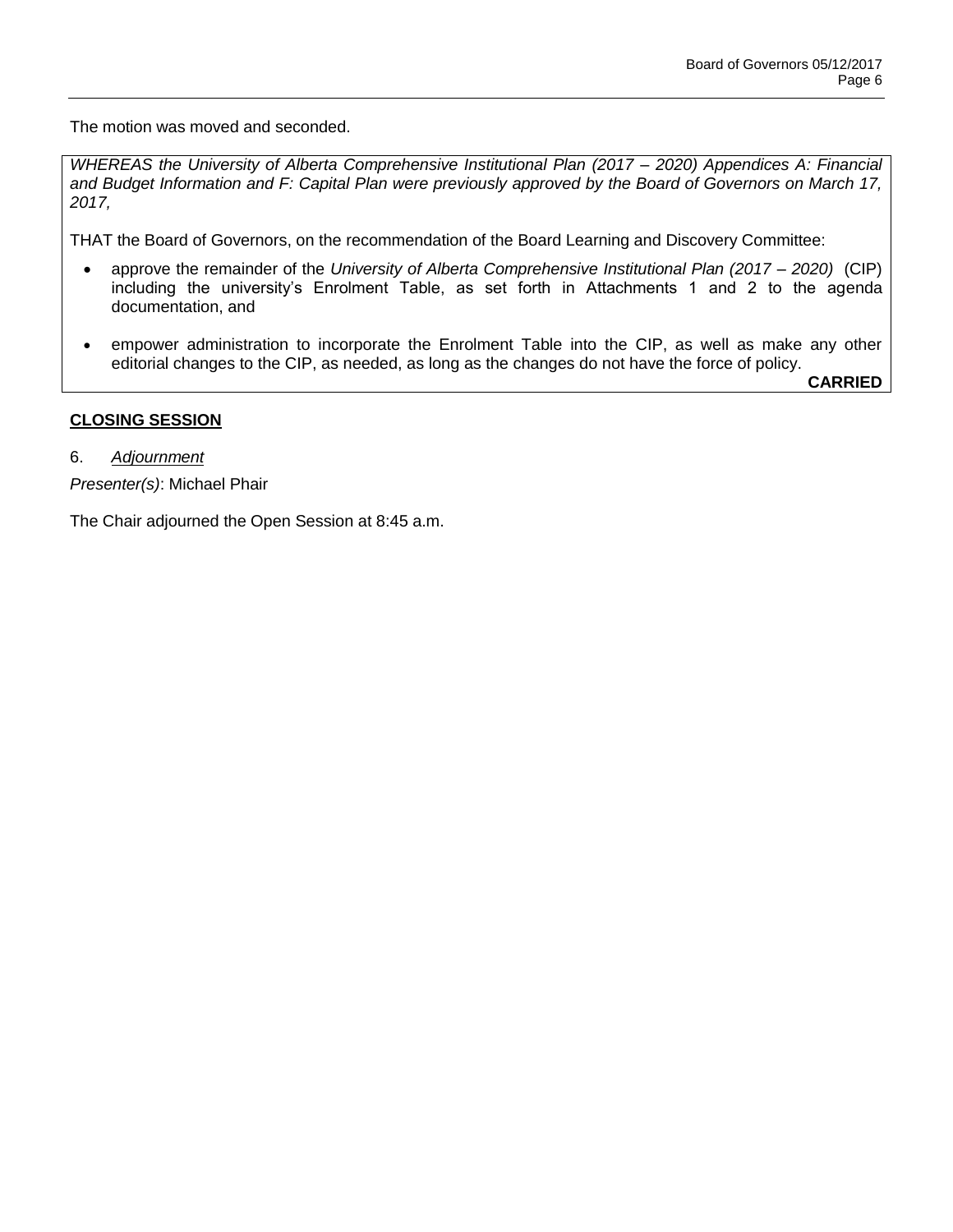The motion was moved and seconded.

*WHEREAS the University of Alberta Comprehensive Institutional Plan (2017 – 2020) Appendices A: Financial and Budget Information and F: Capital Plan were previously approved by the Board of Governors on March 17, 2017,*

THAT the Board of Governors, on the recommendation of the Board Learning and Discovery Committee:

- approve the remainder of the *University of Alberta Comprehensive Institutional Plan (2017 – 2020)* (CIP) including the university's Enrolment Table, as set forth in Attachments 1 and 2 to the agenda documentation, and
- empower administration to incorporate the Enrolment Table into the CIP, as well as make any other editorial changes to the CIP, as needed, as long as the changes do not have the force of policy.

**CARRIED**

## CLOSING SESSION

6. *Adjournment*

*Presenter(s)*: Michael Phair

The Chair adjourned the Open Session at 8:45 a.m.